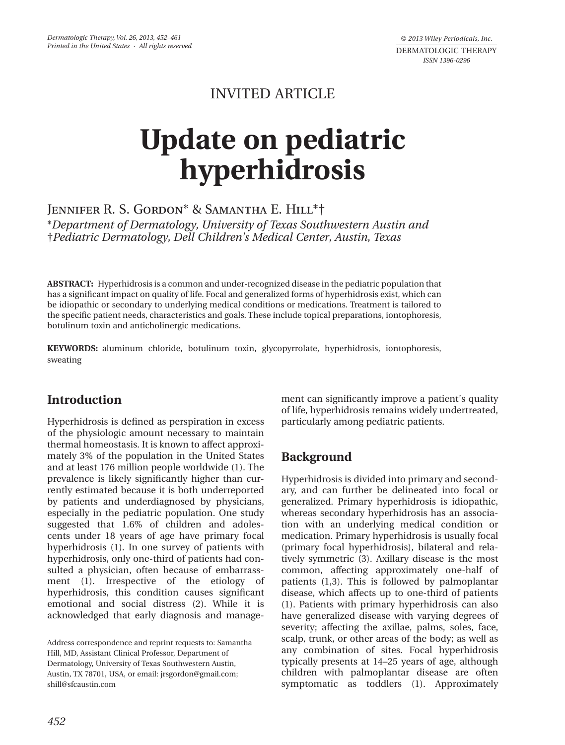INVITED ARTICLE

# Update on pediatric hyperhidrosis

Jennifer R. S. Gordon* & Samantha E. Hill*†

*Department of Dermatology, University of Texas Southwestern Austin and †Pediatric Dermatology, Dell Children's Medical Center, Austin, Texas

**ABSTRACT:** Hyperhidrosis is a common and under-recognized disease in the pediatric population that has a significant impact on quality of life. Focal and generalized forms of hyperhidrosis exist, which can be idiopathic or secondary to underlying medical conditions or medications. Treatment is tailored to the specific patient needs, characteristics and goals. These include topical preparations, iontophoresis, botulinum toxin and anticholinergic medications.

**KEYWORDS:** aluminum chloride, botulinum toxin, glycopyrrolate, hyperhidrosis, iontophoresis, sweating

## Introduction

Hyperhidrosis is defined as perspiration in excess of the physiologic amount necessary to maintain thermal homeostasis. It is known to affect approximately 3% of the population in the United States and at least 176 million people worldwide (1). The prevalence is likely significantly higher than currently estimated because it is both underreported by patients and underdiagnosed by physicians, especially in the pediatric population. One study suggested that 1.6% of children and adolescents under 18 years of age have primary focal hyperhidrosis (1). In one survey of patients with hyperhidrosis, only one-third of patients had consulted a physician, often because of embarrassment (1). Irrespective of the etiology of hyperhidrosis, this condition causes significant emotional and social distress (2). While it is acknowledged that early diagnosis and management can significantly improve a patient's quality of life, hyperhidrosis remains widely undertreated, particularly among pediatric patients.

Address correspondence and reprint requests to: Samantha Hill, MD, Assistant Clinical Professor, Department of Dermatology, University of Texas Southwestern Austin, Austin, TX 78701, USA, or email: jrsgordon@gmail.com; shill@sfcaustin.com

## Background

Hyperhidrosis is divided into primary and secondary, and can further be delineated into focal or generalized. Primary hyperhidrosis is idiopathic, whereas secondary hyperhidrosis has an association with an underlying medical condition or medication. Primary hyperhidrosis is usually focal (primary focal hyperhidrosis), bilateral and relatively symmetric (3). Axillary disease is the most common, affecting approximately one-half of patients (1,3). This is followed by palmoplantar disease, which affects up to one-third of patients (1). Patients with primary hyperhidrosis can also have generalized disease with varying degrees of severity; affecting the axillae, palms, soles, face, scalp, trunk, or other areas of the body; as well as any combination of sites. Focal hyperhidrosis typically presents at 14–25 years of age, although children with palmoplantar disease are often symptomatic as toddlers (1). Approximately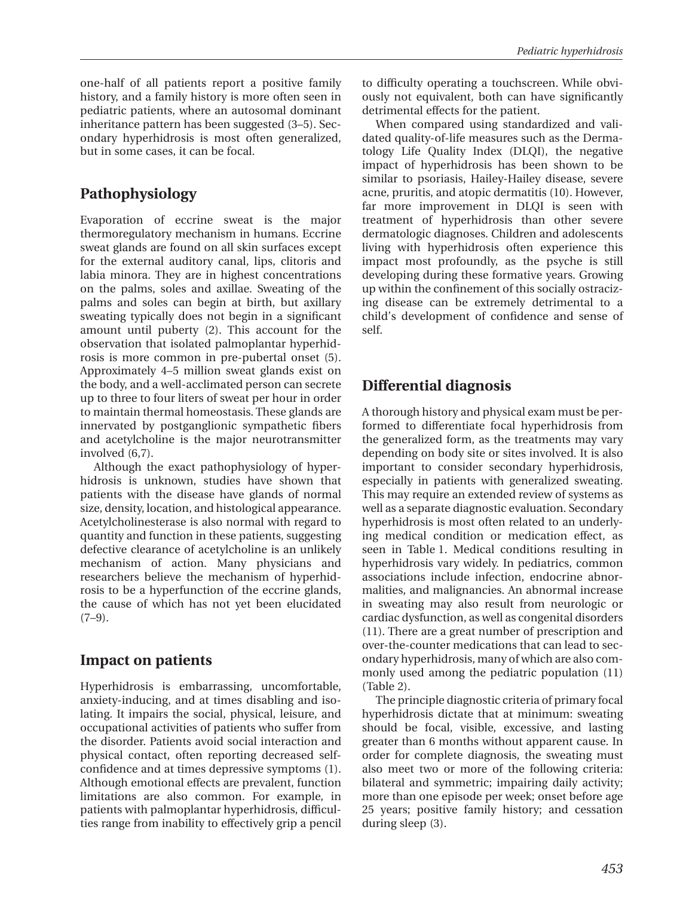one-half of all patients report a positive family history, and a family history is more often seen in pediatric patients, where an autosomal dominant inheritance pattern has been suggested (3–5). Secondary hyperhidrosis is most often generalized, but in some cases, it can be focal.

## Pathophysiology

Evaporation of eccrine sweat is the major thermoregulatory mechanism in humans. Eccrine sweat glands are found on all skin surfaces except for the external auditory canal, lips, clitoris and labia minora. They are in highest concentrations on the palms, soles and axillae. Sweating of the palms and soles can begin at birth, but axillary sweating typically does not begin in a significant amount until puberty (2). This account for the observation that isolated palmoplantar hyperhidrosis is more common in pre-pubertal onset (5). Approximately 4–5 million sweat glands exist on the body, and a well-acclimated person can secrete up to three to four liters of sweat per hour in order to maintain thermal homeostasis. These glands are innervated by postganglionic sympathetic fibers and acetylcholine is the major neurotransmitter involved (6,7).

Although the exact pathophysiology of hyperhidrosis is unknown, studies have shown that patients with the disease have glands of normal size, density, location, and histological appearance. Acetylcholinesterase is also normal with regard to quantity and function in these patients, suggesting defective clearance of acetylcholine is an unlikely mechanism of action. Many physicians and researchers believe the mechanism of hyperhidrosis to be a hyperfunction of the eccrine glands, the cause of which has not yet been elucidated (7–9).

## Impact on patients

Hyperhidrosis is embarrassing, uncomfortable, anxiety-inducing, and at times disabling and isolating. It impairs the social, physical, leisure, and occupational activities of patients who suffer from the disorder. Patients avoid social interaction and physical contact, often reporting decreased self-confidence and at times depressive symptoms (1). Although emotional effects are prevalent, function limitations are also common. For example, in patients with palmoplantar hyperhidrosis, difficulties range from inability to effectively grip a pencil to difficulty operating a touchscreen. While obviously not equivalent, both can have significantly detrimental effects for the patient.

When compared using standardized and validated quality-of-life measures such as the Dermatology Life Quality Index (DLQI), the negative impact of hyperhidrosis has been shown to be similar to psoriasis, Hailey-Hailey disease, severe acne, pruritis, and atopic dermatitis (10). However, far more improvement in DLQI is seen with treatment of hyperhidrosis than other severe dermatologic diagnoses. Children and adolescents living with hyperhidrosis often experience this impact most profoundly, as the psyche is still developing during these formative years. Growing up within the confinement of this socially ostracizing disease can be extremely detrimental to a child's development of confidence and sense of self.

## Differential diagnosis

A thorough history and physical exam must be performed to differentiate focal hyperhidrosis from the generalized form, as the treatments may vary depending on body site or sites involved. It is also important to consider secondary hyperhidrosis, especially in patients with generalized sweating. This may require an extended review of systems as well as a separate diagnostic evaluation. Secondary hyperhidrosis is most often related to an underlying medical condition or medication effect, as seen in Table 1. Medical conditions resulting in hyperhidrosis vary widely. In pediatrics, common associations include infection, endocrine abnormalities, and malignancies. An abnormal increase in sweating may also result from neurologic or cardiac dysfunction, as well as congenital disorders (11). There are a great number of prescription and over-the-counter medications that can lead to secondary hyperhidrosis, many of which are also commonly used among the pediatric population (11) (Table 2).

The principle diagnostic criteria of primary focal hyperhidrosis dictate that at minimum: sweating should be focal, visible, excessive, and lasting greater than 6 months without apparent cause. In order for complete diagnosis, the sweating must also meet two or more of the following criteria: bilateral and symmetric; impairing daily activity; more than one episode per week; onset before age 25 years; positive family history; and cessation during sleep (3).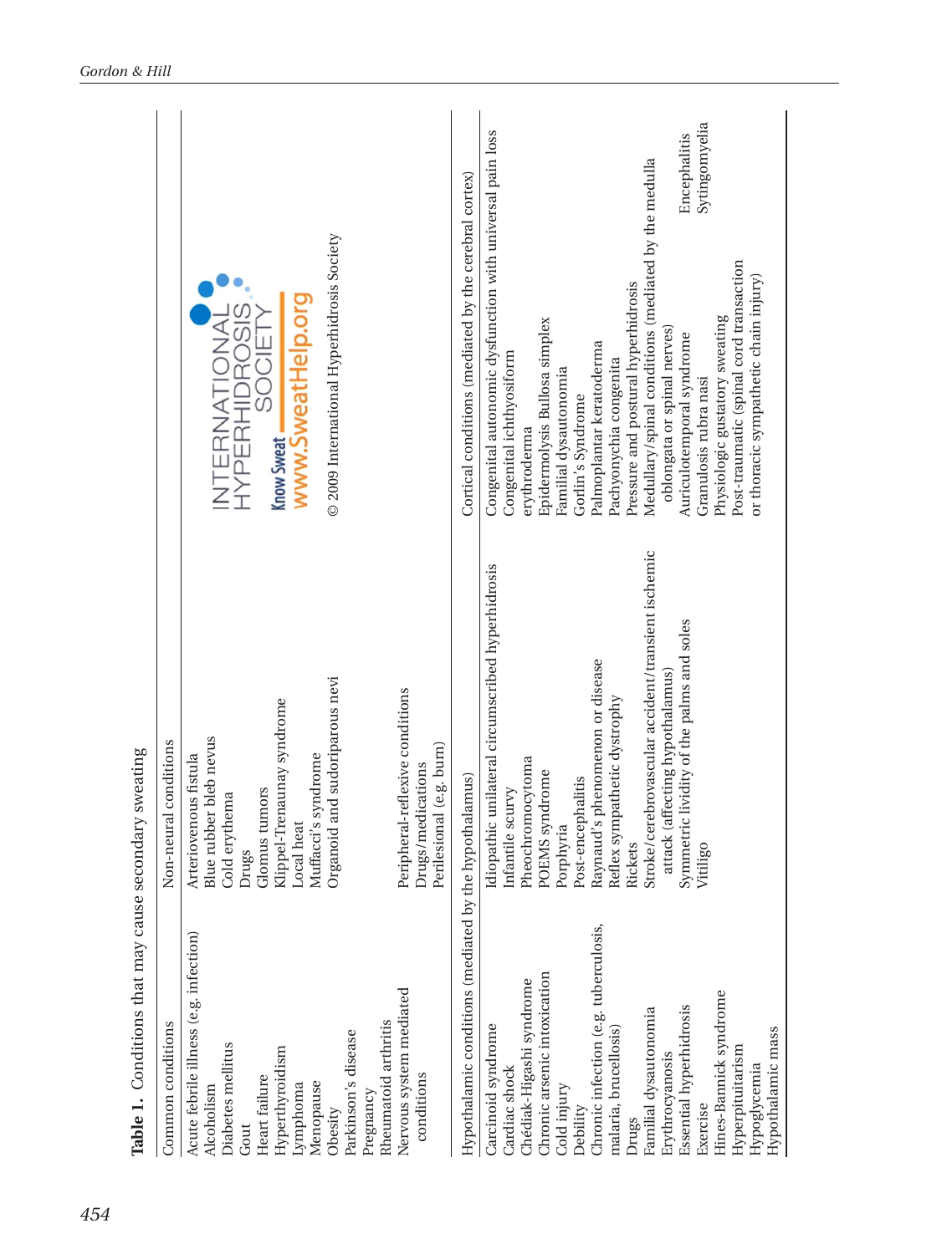**Table 1.** Conditions that may cause secondary sweating

| Common conditions | Non-neural conditions | |
|---|---|---|
| Acute febrile illness (e.g. infection) | Arteriovenous fistula | INTERNATIONAL HYPERHIDROSIS SOCIETY |
| Alcoholism | Blue rubber bleb nevus | Know Sweat www.SweatHelp.org |
| Diabetes mellitus | Cold erythema | © 2009 International Hyperhidrosis Society |
| Gout | Drugs | |
| Heart failure | Glomus tumors | |
| Hyperthyroidism | Klippel-Trenaunay syndrome | |
| Lymphoma | Local heat | |
| Menopause | Muffacci's syndrome | |
| Obesity | Organoid and sudoriparous nevi | |
| Parkinson's disease | | |
| Pregnancy | | |
| Rheumatoid arthritis | | |
| Nervous system mediated conditions | Peripheral-reflexive conditions | |
| | Drugs/medications | |
| | Perilesional (e.g. burn) | |
| **Hypothalamic conditions (mediated by the hypothalamus)** | | **Cortical conditions (mediated by the cerebral cortex)** |
| Carcinoid syndrome | Idiopathic unilateral circumscribed hyperhidrosis | Congenital autonomic dysfunction with universal pain loss |
| Cardiac shock | Infantile scurvy | Congenital ichthyosiform erythroderma |
| Chédiak-Higashi syndrome | Pheochromocytoma | Epidermolysis Bullosa simplex |
| Chronic arsenic intoxication | POEMS syndrome | Familial dysautonomia |
| Cold injury | Porphyria | Gorlin's Syndrome |
| Debility | Post-encephalitis | Palmoplantar keratoderma |
| Chronic infection (e.g. tuberculosis, malaria, brucellosis) | Raynaud's phenomenon or disease | Pachyonychia congenita |
| Drugs | Reflex sympathetic dystrophy | Pressure and postural hyperhidrosis |
| Familial dysautonomia | Rickets | **Medullary/spinal conditions (mediated by the medulla oblongata or spinal nerves)** |
| Erythrocyanosis | Stroke/cerebrovascular accident/transient ischemic attack (affecting hypothalamus) | Auriculotemporal syndrome |
| Essential hyperhidrosis | Symmetric lividity of the palms and soles | Encephalitis |
| Exercise | Vitiligo | Granulosis rubra nasi |
| Hines-Bannick syndrome | | Sytingomyelia |
| Hyperpituitarism | | Physiologic gustatory sweating |
| Hypoglycemia | | Post-traumatic (spinal cord transaction or thoracic sympathetic chain injury) |
| Hypothalamic mass | | |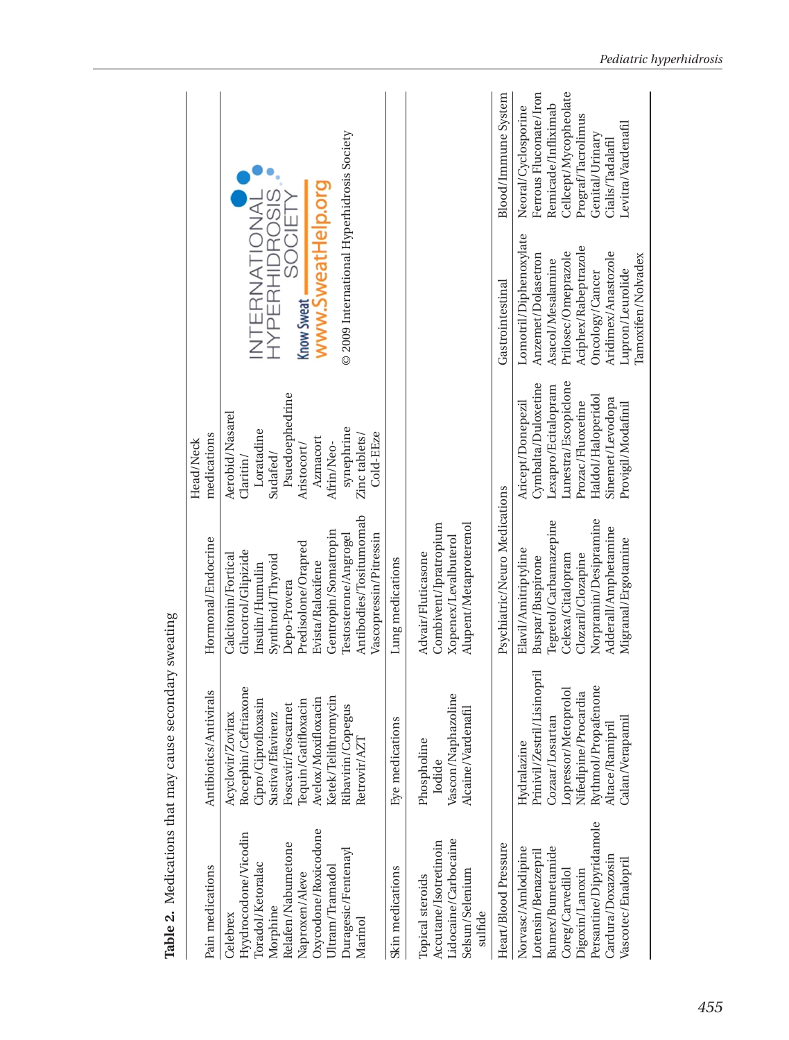**Table 2.** Medications that may cause secondary sweating

| Pain medications | Antibiotics/Antivirals | Hormonal/Endocrine | Head/Neck medications | |
|---|---|---|---|---|
| Celebrex<br>Hyydrocodone/Vicodin<br>Toradol/Ketoralac<br>Morphine<br>Relafen/Nabumetone<br>Naproxen/Aleve<br>Oxycodone/Roxicodone<br>Ultram/Tramadol<br>Duragesic/Fentenayl<br>Marinol | Acyclovir/Zovirax<br>Rocephin/Ceftriaxone<br>Cipro/Ciprofloxasin<br>Sustiva/Efavirenz<br>Foscavir/Foscarnet<br>Tequin/Gatifloxacin<br>Avelox/Moxifloxacin<br>Ketek/Telithromycin<br>Ribavirin/Copegus<br>Retrovir/AZT | Calcitonin/Fortical<br>Glucotrol/Glipizide<br>Insulin/Humulin<br>Synthroid/Thyroid<br>Depo-Provera<br>Predisolone/Orapred<br>Evista/Raloxifene<br>Gentropin/Somatropin<br>Testosterone/Angrogel<br>Antibodies/Tositumomab<br>Vascopressin/Pitressin | Aerobid/Nasarel<br>Claritin/ Loratadine<br>Sudafed/ Psuedoephedrine<br>Aristocort/ Azmacort<br>Afrin/Neo-synephrine<br>Zinc tablets/ Cold-EEze | INTERNATIONAL HYPERHIDROSIS SOCIETY<br>Know Sweat www.SweatHelp.org<br>© 2009 International Hyperhidrosis Society |
| **Skin medications** | **Eye medications** | **Lung medications** | | |
| Topical steroids<br>Accutane/Isotretinoin<br>Lidocaine/Carbocaine<br>Selsun/Selenium sulfide | Phospholine Iodide<br>Vascon/Naphazoline<br>Alcaine/Vardenafil | Advair/Fluticasone<br>Combivent/Ipratropium<br>Xopenex/Levalbuterol<br>Alupent/Metaproterenol | | |
| **Heart/Blood Pressure** | | **Psychiatric/Neuro Medications** | **Gastrointestinal** | **Blood/Immune System** |
| Norvasc/Amlodipine<br>Lotensin/Benazepril<br>Bumex/Bumetamide<br>Coreg/Carvedilol<br>Digoxin/Lanoxin<br>Persantine/Dipyridamole<br>Cardura/Doxazosin<br>Vascotec/Enalopril | Hydralazine<br>Prinivil/Zestril/Lisinopril<br>Cozaar/Losartan<br>Lopressor/Metoprolol<br>Nifedipine/Procardia<br>Rythmol/Propafenone<br>Altace/Ramipril<br>Calan/Verapamil | Elavil/Amitriptyline<br>Buspar/Buspirone<br>Tegretol/Carbamazepine<br>Celexa/Citalopram<br>Clozaril/Clozapine<br>Norpramin/Desipramine<br>Adderall/Amphetamine<br>Migranal/Ergotamine | Aricept/Donepezil<br>Cymbalta/Duloxetine<br>Lexapro/Ecitalopram<br>Lunestra/Escopiclone<br>Prozac/Fluoxetine<br>Haldol/Haloperidol<br>Sinemet/Levodopa<br>Provigil/Modafinil | Lomotril/Diphenoxylate<br>Anzemet/Dolasetron<br>Asacol/Mesalamine<br>Prilosec/Omeprazole<br>Aciphex/Rabeptrazole<br>**Oncology/Cancer**<br>Aridimex/Anastozole<br>Lupron/Leurolide<br>Tamoxifen/Nolvadex<br><br>Neoral/Cyclosporine<br>Ferrous Fluconate/Iron<br>Remicade/Infliximab<br>Cellcept/Mycopheolate<br>Prograf/Tacrolimus<br>**Genital/Urinary**<br>Cialis/Tadalafil<br>Levitra/Vardenafil |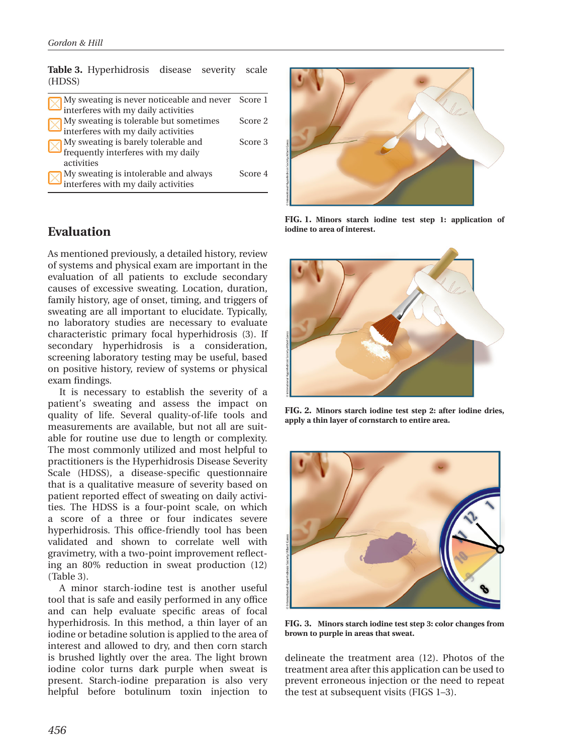**Table 3.** Hyperhidrosis disease severity scale (HDSS)

| | |
|---|---|
| My sweating is never noticeable and never interferes with my daily activities | Score 1 |
| My sweating is tolerable but sometimes interferes with my daily activities | Score 2 |
| My sweating is barely tolerable and frequently interferes with my daily activities | Score 3 |
| My sweating is intolerable and always interferes with my daily activities | Score 4 |

## Evaluation

As mentioned previously, a detailed history, review of systems and physical exam are important in the evaluation of all patients to exclude secondary causes of excessive sweating. Location, duration, family history, age of onset, timing, and triggers of sweating are all important to elucidate. Typically, no laboratory studies are necessary to evaluate characteristic primary focal hyperhidrosis (3). If secondary hyperhidrosis is a consideration, screening laboratory testing may be useful, based on positive history, review of systems or physical exam findings.

It is necessary to establish the severity of a patient's sweating and assess the impact on quality of life. Several quality-of-life tools and measurements are available, but not all are suitable for routine use due to length or complexity. The most commonly utilized and most helpful to practitioners is the Hyperhidrosis Disease Severity Scale (HDSS), a disease-specific questionnaire that is a qualitative measure of severity based on patient reported effect of sweating on daily activities. The HDSS is a four-point scale, on which a score of a three or four indicates severe hyperhidrosis. This office-friendly tool has been validated and shown to correlate well with gravimetry, with a two-point improvement reflecting an 80% reduction in sweat production (12) (Table 3).

A minor starch-iodine test is another useful tool that is safe and easily performed in any office and can help evaluate specific areas of focal hyperhidrosis. In this method, a thin layer of an iodine or betadine solution is applied to the area of interest and allowed to dry, and then corn starch is brushed lightly over the area. The light brown iodine color turns dark purple when sweat is present. Starch-iodine preparation is also very helpful before botulinum toxin injection to delineate the treatment area (12). Photos of the treatment area after this application can be used to prevent erroneous injection or the need to repeat the test at subsequent visits (FIGS 1–3).

**FIG. 1. Minors starch iodine test step 1: application of iodine to area of interest.**

**FIG. 2. Minors starch iodine test step 2: after iodine dries, apply a thin layer of cornstarch to entire area.**

**FIG. 3. Minors starch iodine test step 3: color changes from brown to purple in areas that sweat.**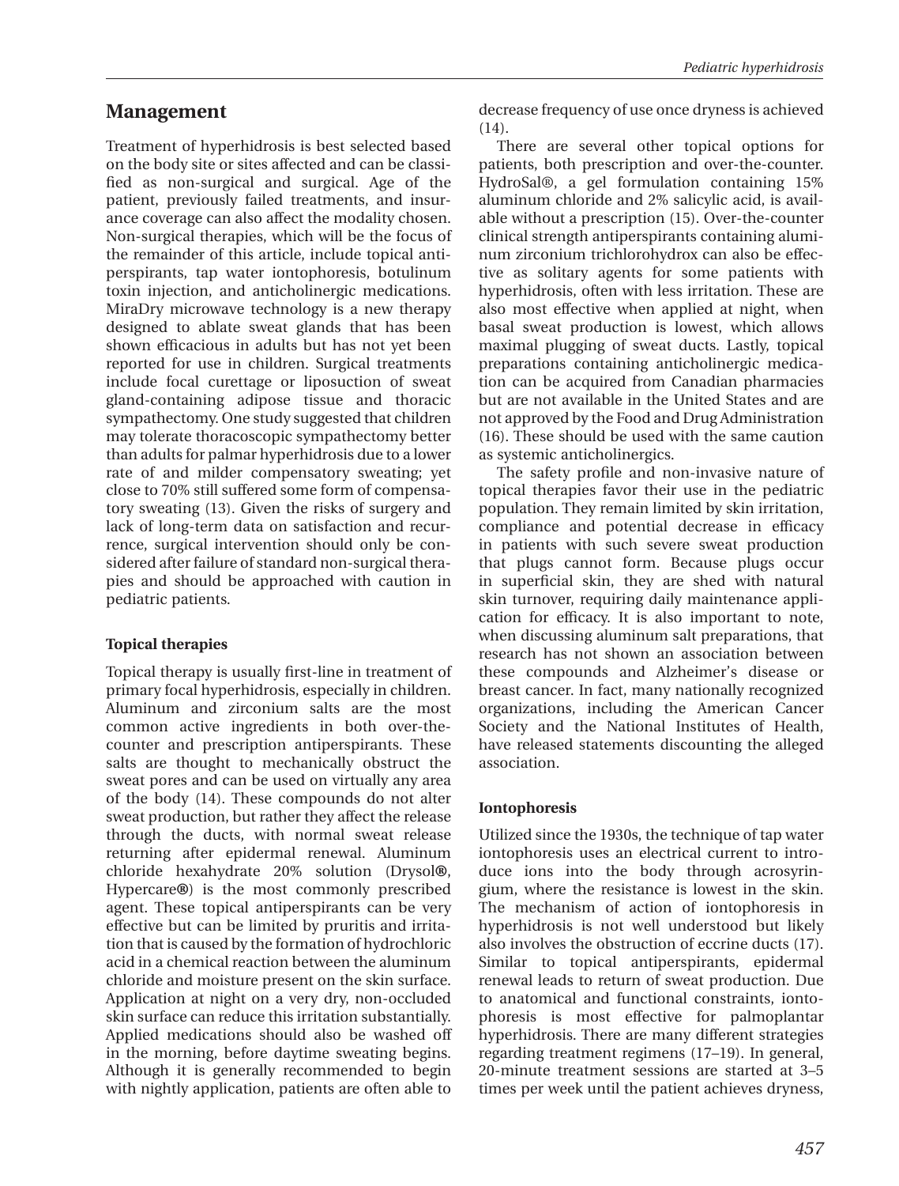## Management

Treatment of hyperhidrosis is best selected based on the body site or sites affected and can be classified as non-surgical and surgical. Age of the patient, previously failed treatments, and insurance coverage can also affect the modality chosen. Non-surgical therapies, which will be the focus of the remainder of this article, include topical antiperspirants, tap water iontophoresis, botulinum toxin injection, and anticholinergic medications. MiraDry microwave technology is a new therapy designed to ablate sweat glands that has been shown efficacious in adults but has not yet been reported for use in children. Surgical treatments include focal curettage or liposuction of sweat gland-containing adipose tissue and thoracic sympathectomy. One study suggested that children may tolerate thoracoscopic sympathectomy better than adults for palmar hyperhidrosis due to a lower rate of and milder compensatory sweating; yet close to 70% still suffered some form of compensatory sweating (13). Given the risks of surgery and lack of long-term data on satisfaction and recurrence, surgical intervention should only be considered after failure of standard non-surgical therapies and should be approached with caution in pediatric patients.

### Topical therapies

Topical therapy is usually first-line in treatment of primary focal hyperhidrosis, especially in children. Aluminum and zirconium salts are the most common active ingredients in both over-the-counter and prescription antiperspirants. These salts are thought to mechanically obstruct the sweat pores and can be used on virtually any area of the body (14). These compounds do not alter sweat production, but rather they affect the release through the ducts, with normal sweat release returning after epidermal renewal. Aluminum chloride hexahydrate 20% solution (Drysol®, Hypercare®) is the most commonly prescribed agent. These topical antiperspirants can be very effective but can be limited by pruritis and irritation that is caused by the formation of hydrochloric acid in a chemical reaction between the aluminum chloride and moisture present on the skin surface. Application at night on a very dry, non-occluded skin surface can reduce this irritation substantially. Applied medications should also be washed off in the morning, before daytime sweating begins. Although it is generally recommended to begin with nightly application, patients are often able to decrease frequency of use once dryness is achieved (14).

There are several other topical options for patients, both prescription and over-the-counter. HydroSal®, a gel formulation containing 15% aluminum chloride and 2% salicylic acid, is available without a prescription (15). Over-the-counter clinical strength antiperspirants containing aluminum zirconium trichlorohydrox can also be effective as solitary agents for some patients with hyperhidrosis, often with less irritation. These are also most effective when applied at night, when basal sweat production is lowest, which allows maximal plugging of sweat ducts. Lastly, topical preparations containing anticholinergic medication can be acquired from Canadian pharmacies but are not available in the United States and are not approved by the Food and Drug Administration (16). These should be used with the same caution as systemic anticholinergics.

The safety profile and non-invasive nature of topical therapies favor their use in the pediatric population. They remain limited by skin irritation, compliance and potential decrease in efficacy in patients with such severe sweat production that plugs cannot form. Because plugs occur in superficial skin, they are shed with natural skin turnover, requiring daily maintenance application for efficacy. It is also important to note, when discussing aluminum salt preparations, that research has not shown an association between these compounds and Alzheimer's disease or breast cancer. In fact, many nationally recognized organizations, including the American Cancer Society and the National Institutes of Health, have released statements discounting the alleged association.

### Iontophoresis

Utilized since the 1930s, the technique of tap water iontophoresis uses an electrical current to introduce ions into the body through acrosyringium, where the resistance is lowest in the skin. The mechanism of action of iontophoresis in hyperhidrosis is not well understood but likely also involves the obstruction of eccrine ducts (17). Similar to topical antiperspirants, epidermal renewal leads to return of sweat production. Due to anatomical and functional constraints, iontophoresis is most effective for palmoplantar hyperhidrosis. There are many different strategies regarding treatment regimens (17–19). In general, 20-minute treatment sessions are started at 3–5 times per week until the patient achieves dryness,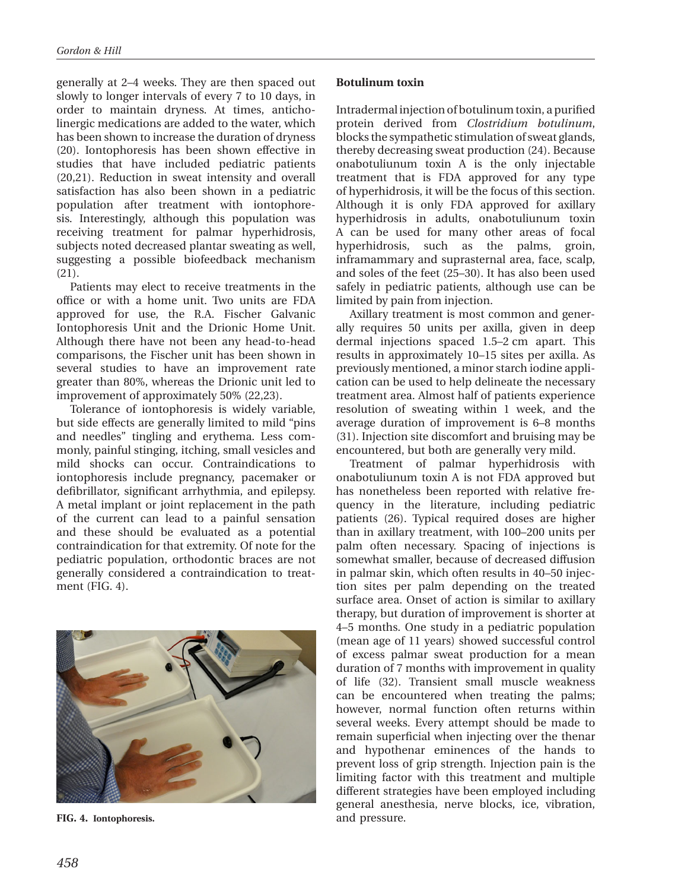generally at 2–4 weeks. They are then spaced out slowly to longer intervals of every 7 to 10 days, in order to maintain dryness. At times, anticholinergic medications are added to the water, which has been shown to increase the duration of dryness (20). Iontophoresis has been shown effective in studies that have included pediatric patients (20,21). Reduction in sweat intensity and overall satisfaction has also been shown in a pediatric population after treatment with iontophoresis. Interestingly, although this population was receiving treatment for palmar hyperhidrosis, subjects noted decreased plantar sweating as well, suggesting a possible biofeedback mechanism (21).

Patients may elect to receive treatments in the office or with a home unit. Two units are FDA approved for use, the R.A. Fischer Galvanic Iontophoresis Unit and the Drionic Home Unit. Although there have not been any head-to-head comparisons, the Fischer unit has been shown in several studies to have an improvement rate greater than 80%, whereas the Drionic unit led to improvement of approximately 50% (22,23).

Tolerance of iontophoresis is widely variable, but side effects are generally limited to mild "pins and needles" tingling and erythema. Less commonly, painful stinging, itching, small vesicles and mild shocks can occur. Contraindications to iontophoresis include pregnancy, pacemaker or defibrillator, significant arrhythmia, and epilepsy. A metal implant or joint replacement in the path of the current can lead to a painful sensation and these should be evaluated as a potential contraindication for that extremity. Of note for the pediatric population, orthodontic braces are not generally considered a contraindication to treatment (FIG. 4).

**FIG. 4. Iontophoresis.**

**Botulinum toxin**

Intradermal injection of botulinum toxin, a purified protein derived from *Clostridium botulinum*, blocks the sympathetic stimulation of sweat glands, thereby decreasing sweat production (24). Because onabotuliunum toxin A is the only injectable treatment that is FDA approved for any type of hyperhidrosis, it will be the focus of this section. Although it is only FDA approved for axillary hyperhidrosis in adults, onabotuliunum toxin A can be used for many other areas of focal hyperhidrosis, such as the palms, groin, inframammary and suprasternal area, face, scalp, and soles of the feet (25–30). It has also been used safely in pediatric patients, although use can be limited by pain from injection.

Axillary treatment is most common and generally requires 50 units per axilla, given in deep dermal injections spaced 1.5–2 cm apart. This results in approximately 10–15 sites per axilla. As previously mentioned, a minor starch iodine application can be used to help delineate the necessary treatment area. Almost half of patients experience resolution of sweating within 1 week, and the average duration of improvement is 6–8 months (31). Injection site discomfort and bruising may be encountered, but both are generally very mild.

Treatment of palmar hyperhidrosis with onabotuliunum toxin A is not FDA approved but has nonetheless been reported with relative frequency in the literature, including pediatric patients (26). Typical required doses are higher than in axillary treatment, with 100–200 units per palm often necessary. Spacing of injections is somewhat smaller, because of decreased diffusion in palmar skin, which often results in 40–50 injection sites per palm depending on the treated surface area. Onset of action is similar to axillary therapy, but duration of improvement is shorter at 4–5 months. One study in a pediatric population (mean age of 11 years) showed successful control of excess palmar sweat production for a mean duration of 7 months with improvement in quality of life (32). Transient small muscle weakness can be encountered when treating the palms; however, normal function often returns within several weeks. Every attempt should be made to remain superficial when injecting over the thenar and hypothenar eminences of the hands to prevent loss of grip strength. Injection pain is the limiting factor with this treatment and multiple different strategies have been employed including general anesthesia, nerve blocks, ice, vibration, and pressure.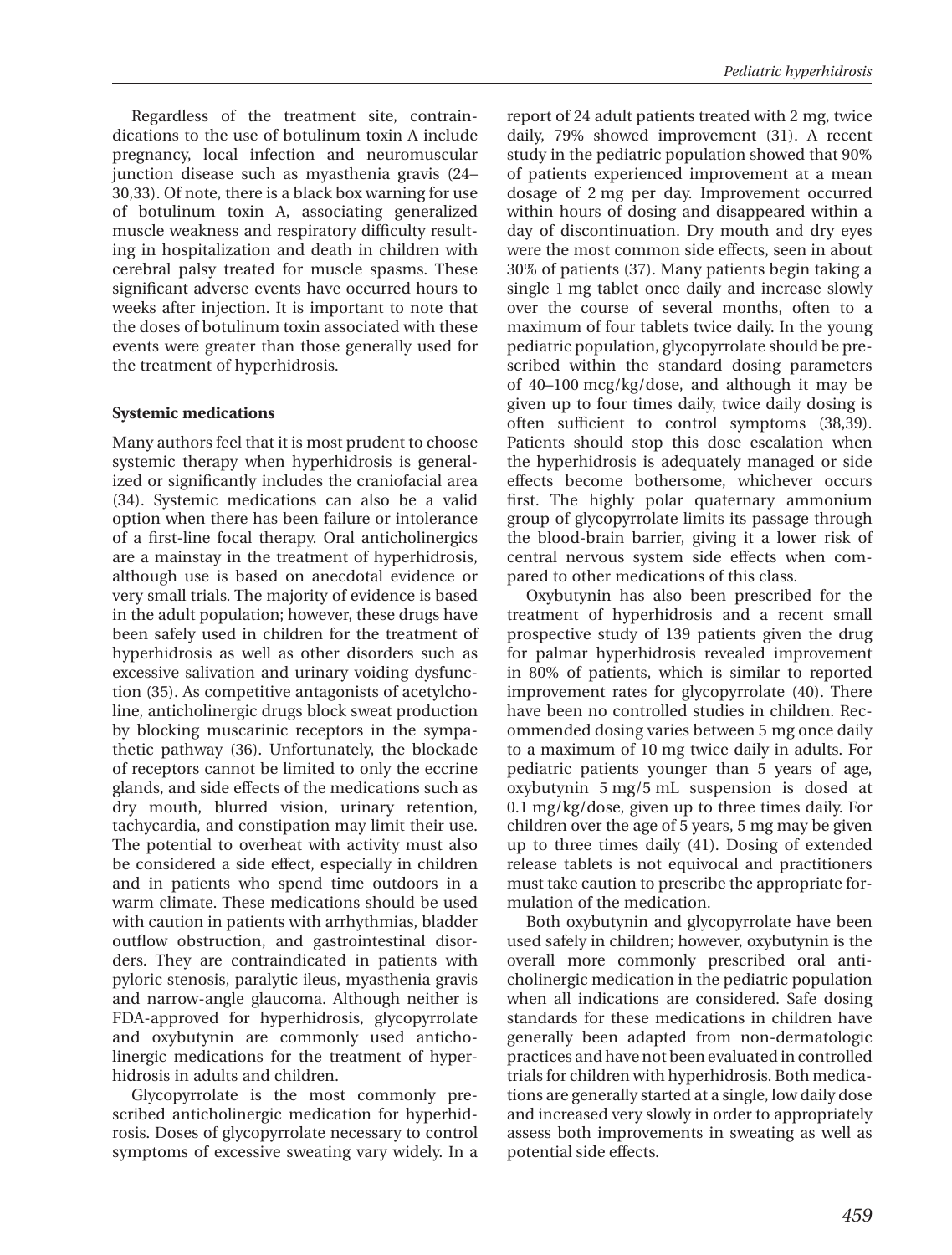Regardless of the treatment site, contraindications to the use of botulinum toxin A include pregnancy, local infection and neuromuscular junction disease such as myasthenia gravis (24–30,33). Of note, there is a black box warning for use of botulinum toxin A, associating generalized muscle weakness and respiratory difficulty resulting in hospitalization and death in children with cerebral palsy treated for muscle spasms. These significant adverse events have occurred hours to weeks after injection. It is important to note that the doses of botulinum toxin associated with these events were greater than those generally used for the treatment of hyperhidrosis.

**Systemic medications**

Many authors feel that it is most prudent to choose systemic therapy when hyperhidrosis is generalized or significantly includes the craniofacial area (34). Systemic medications can also be a valid option when there has been failure or intolerance of a first-line focal therapy. Oral anticholinergics are a mainstay in the treatment of hyperhidrosis, although use is based on anecdotal evidence or very small trials. The majority of evidence is based in the adult population; however, these drugs have been safely used in children for the treatment of hyperhidrosis as well as other disorders such as excessive salivation and urinary voiding dysfunction (35). As competitive antagonists of acetylcholine, anticholinergic drugs block sweat production by blocking muscarinic receptors in the sympathetic pathway (36). Unfortunately, the blockade of receptors cannot be limited to only the eccrine glands, and side effects of the medications such as dry mouth, blurred vision, urinary retention, tachycardia, and constipation may limit their use. The potential to overheat with activity must also be considered a side effect, especially in children and in patients who spend time outdoors in a warm climate. These medications should be used with caution in patients with arrhythmias, bladder outflow obstruction, and gastrointestinal disorders. They are contraindicated in patients with pyloric stenosis, paralytic ileus, myasthenia gravis and narrow-angle glaucoma. Although neither is FDA-approved for hyperhidrosis, glycopyrrolate and oxybutynin are commonly used anticholinergic medications for the treatment of hyperhidrosis in adults and children.

Glycopyrrolate is the most commonly prescribed anticholinergic medication for hyperhidrosis. Doses of glycopyrrolate necessary to control symptoms of excessive sweating vary widely. In a report of 24 adult patients treated with 2 mg, twice daily, 79% showed improvement (31). A recent study in the pediatric population showed that 90% of patients experienced improvement at a mean dosage of 2 mg per day. Improvement occurred within hours of dosing and disappeared within a day of discontinuation. Dry mouth and dry eyes were the most common side effects, seen in about 30% of patients (37). Many patients begin taking a single 1 mg tablet once daily and increase slowly over the course of several months, often to a maximum of four tablets twice daily. In the young pediatric population, glycopyrrolate should be prescribed within the standard dosing parameters of 40–100 mcg/kg/dose, and although it may be given up to four times daily, twice daily dosing is often sufficient to control symptoms (38,39). Patients should stop this dose escalation when the hyperhidrosis is adequately managed or side effects become bothersome, whichever occurs first. The highly polar quaternary ammonium group of glycopyrrolate limits its passage through the blood-brain barrier, giving it a lower risk of central nervous system side effects when compared to other medications of this class.

Oxybutynin has also been prescribed for the treatment of hyperhidrosis and a recent small prospective study of 139 patients given the drug for palmar hyperhidrosis revealed improvement in 80% of patients, which is similar to reported improvement rates for glycopyrrolate (40). There have been no controlled studies in children. Recommended dosing varies between 5 mg once daily to a maximum of 10 mg twice daily in adults. For pediatric patients younger than 5 years of age, oxybutynin 5 mg/5 mL suspension is dosed at 0.1 mg/kg/dose, given up to three times daily. For children over the age of 5 years, 5 mg may be given up to three times daily (41). Dosing of extended release tablets is not equivocal and practitioners must take caution to prescribe the appropriate formulation of the medication.

Both oxybutynin and glycopyrrolate have been used safely in children; however, oxybutynin is the overall more commonly prescribed oral anticholinergic medication in the pediatric population when all indications are considered. Safe dosing standards for these medications in children have generally been adapted from non-dermatologic practices and have not been evaluated in controlled trials for children with hyperhidrosis. Both medications are generally started at a single, low daily dose and increased very slowly in order to appropriately assess both improvements in sweating as well as potential side effects.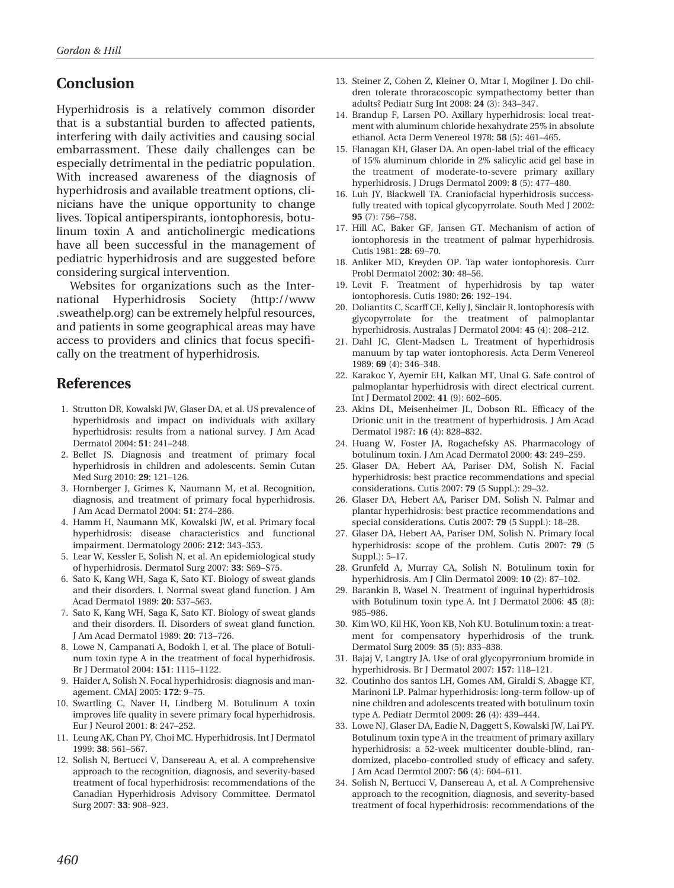## Conclusion

Hyperhidrosis is a relatively common disorder that is a substantial burden to affected patients, interfering with daily activities and causing social embarrassment. These daily challenges can be especially detrimental in the pediatric population. With increased awareness of the diagnosis of hyperhidrosis and available treatment options, clinicians have the unique opportunity to change lives. Topical antiperspirants, iontophoresis, botulinum toxin A and anticholinergic medications have all been successful in the management of pediatric hyperhidrosis and are suggested before considering surgical intervention.

Websites for organizations such as the International Hyperhidrosis Society (http://www.sweathelp.org) can be extremely helpful resources, and patients in some geographical areas may have access to providers and clinics that focus specifically on the treatment of hyperhidrosis.

## References

1. Strutton DR, Kowalski JW, Glaser DA, et al. US prevalence of hyperhidrosis and impact on individuals with axillary hyperhidrosis: results from a national survey. J Am Acad Dermatol 2004: **51**: 241–248.
2. Bellet JS. Diagnosis and treatment of primary focal hyperhidrosis in children and adolescents. Semin Cutan Med Surg 2010: **29**: 121–126.
3. Hornberger J, Grimes K, Naumann M, et al. Recognition, diagnosis, and treatment of primary focal hyperhidrosis. J Am Acad Dermatol 2004: **51**: 274–286.
4. Hamm H, Naumann MK, Kowalski JW, et al. Primary focal hyperhidrosis: disease characteristics and functional impairment. Dermatology 2006: **212**: 343–353.
5. Lear W, Kessler E, Solish N, et al. An epidemiological study of hyperhidrosis. Dermatol Surg 2007: **33**: S69–S75.
6. Sato K, Kang WH, Saga K, Sato KT. Biology of sweat glands and their disorders. I. Normal sweat gland function. J Am Acad Dermatol 1989: **20**: 537–563.
7. Sato K, Kang WH, Saga K, Sato KT. Biology of sweat glands and their disorders. II. Disorders of sweat gland function. J Am Acad Dermatol 1989: **20**: 713–726.
8. Lowe N, Campanati A, Bodokh I, et al. The place of Botulinum toxin type A in the treatment of focal hyperhidrosis. Br J Dermatol 2004: **151**: 1115–1122.
9. Haider A, Solish N. Focal hyperhidrosis: diagnosis and management. CMAJ 2005: **172**: 9–75.
10. Swartling C, Naver H, Lindberg M. Botulinum A toxin improves life quality in severe primary focal hyperhidrosis. Eur J Neurol 2001: **8**: 247–252.
11. Leung AK, Chan PY, Choi MC. Hyperhidrosis. Int J Dermatol 1999: **38**: 561–567.
12. Solish N, Bertucci V, Dansereau A, et al. A comprehensive approach to the recognition, diagnosis, and severity-based treatment of focal hyperhidrosis: recommendations of the Canadian Hyperhidrosis Advisory Committee. Dermatol Surg 2007: **33**: 908–923.
13. Steiner Z, Cohen Z, Kleiner O, Mtar I, Mogilner J. Do children tolerate throracoscopic sympathectomy better than adults? Pediatr Surg Int 2008: **24** (3): 343–347.
14. Brandup F, Larsen PO. Axillary hyperhidrosis: local treatment with aluminum chloride hexahydrate 25% in absolute ethanol. Acta Derm Venereol 1978: **58** (5): 461–465.
15. Flanagan KH, Glaser DA. An open-label trial of the efficacy of 15% aluminum chloride in 2% salicylic acid gel base in the treatment of moderate-to-severe primary axillary hyperhidrosis. J Drugs Dermatol 2009: **8** (5): 477–480.
16. Luh JY, Blackwell TA. Craniofacial hyperhidrosis successfully treated with topical glycopyrrolate. South Med J 2002: **95** (7): 756–758.
17. Hill AC, Baker GF, Jansen GT. Mechanism of action of iontophoresis in the treatment of palmar hyperhidrosis. Cutis 1981: **28**: 69–70.
18. Anliker MD, Kreyden OP. Tap water iontophoresis. Curr Probl Dermatol 2002: **30**: 48–56.
19. Levit F. Treatment of hyperhidrosis by tap water iontophoresis. Cutis 1980: **26**: 192–194.
20. Doliantits C, Scarff CE, Kelly J, Sinclair R. Iontophoresis with glycopyrrolate for the treatment of palmoplantar hyperhidrosis. Australas J Dermatol 2004: **45** (4): 208–212.
21. Dahl JC, Glent-Madsen L. Treatment of hyperhidrosis manuum by tap water iontophoresis. Acta Derm Venereol 1989: **69** (4): 346–348.
22. Karakoc Y, Ayemir EH, Kalkan MT, Unal G. Safe control of palmoplantar hyperhidrosis with direct electrical current. Int J Dermatol 2002: **41** (9): 602–605.
23. Akins DL, Meisenheimer JL, Dobson RL. Efficacy of the Drionic unit in the treatment of hyperhidrosis. J Am Acad Dermatol 1987: **16** (4): 828–832.
24. Huang W, Foster JA, Rogachefsky AS. Pharmacology of botulinum toxin. J Am Acad Dermatol 2000: **43**: 249–259.
25. Glaser DA, Hebert AA, Pariser DM, Solish N. Facial hyperhidrosis: best practice recommendations and special considerations. Cutis 2007: **79** (5 Suppl.): 29–32.
26. Glaser DA, Hebert AA, Pariser DM, Solish N. Palmar and plantar hyperhidrosis: best practice recommendations and special considerations. Cutis 2007: **79** (5 Suppl.): 18–28.
27. Glaser DA, Hebert AA, Pariser DM, Solish N. Primary focal hyperhidrosis: scope of the problem. Cutis 2007: **79** (5 Suppl.): 5–17.
28. Grunfeld A, Murray CA, Solish N. Botulinum toxin for hyperhidrosis. Am J Clin Dermatol 2009: **10** (2): 87–102.
29. Barankin B, Wasel N. Treatment of inguinal hyperhidrosis with Botulinum toxin type A. Int J Dermatol 2006: **45** (8): 985–986.
30. Kim WO, Kil HK, Yoon KB, Noh KU. Botulinum toxin: a treatment for compensatory hyperhidrosis of the trunk. Dermatol Surg 2009: **35** (5): 833–838.
31. Bajaj V, Langtry JA. Use of oral glycopyrronium bromide in hyperhidrosis. Br J Dermatol 2007: **157**: 118–121.
32. Coutinho dos santos LH, Gomes AM, Giraldi S, Abagge KT, Marinoni LP. Palmar hyperhidrosis: long-term follow-up of nine children and adolescents treated with botulinum toxin type A. Pediatr Dermtol 2009: **26** (4): 439–444.
33. Lowe NJ, Glaser DA, Eadie N, Daggett S, Kowalski JW, Lai PY. Botulinum toxin type A in the treatment of primary axillary hyperhidrosis: a 52-week multicenter double-blind, randomized, placebo-controlled study of efficacy and safety. J Am Acad Dermtol 2007: **56** (4): 604–611.
34. Solish N, Bertucci V, Dansereau A, et al. A Comprehensive approach to the recognition, diagnosis, and severity-based treatment of focal hyperhidrosis: recommendations of the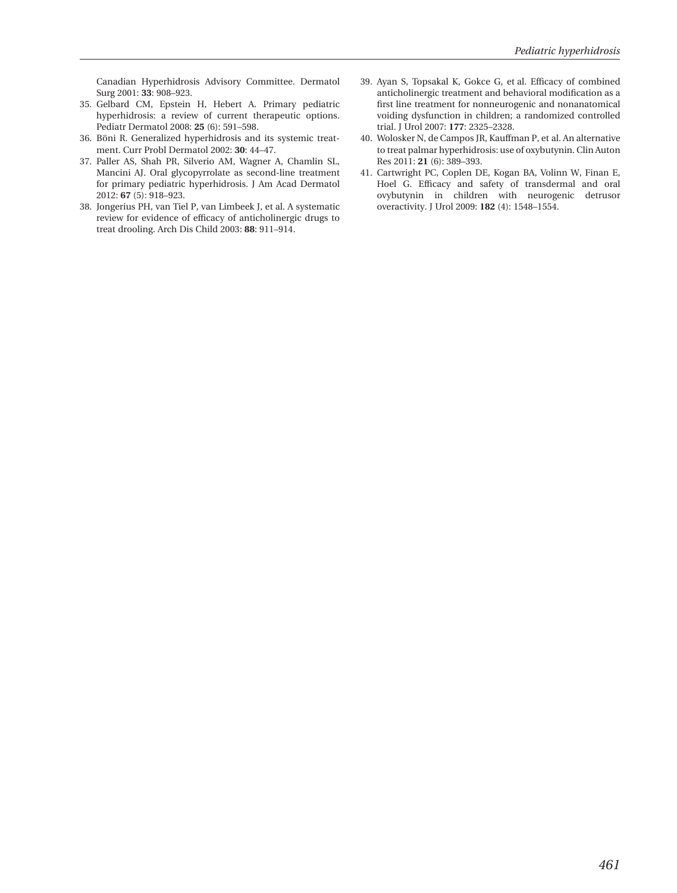Canadian Hyperhidrosis Advisory Committee. Dermatol Surg 2001: **33**: 908–923.

35. Gelbard CM, Epstein H, Hebert A. Primary pediatric hyperhidrosis: a review of current therapeutic options. Pediatr Dermatol 2008: **25** (6): 591–598.
36. Böni R. Generalized hyperhidrosis and its systemic treatment. Curr Probl Dermatol 2002: **30**: 44–47.
37. Paller AS, Shah PR, Silverio AM, Wagner A, Chamlin SL, Mancini AJ. Oral glycopyrrolate as second-line treatment for primary pediatric hyperhidrosis. J Am Acad Dermatol 2012: **67** (5): 918–923.
38. Jongerius PH, van Tiel P, van Limbeek J, et al. A systematic review for evidence of efficacy of anticholinergic drugs to treat drooling. Arch Dis Child 2003: **88**: 911–914.
39. Ayan S, Topsakal K, Gokce G, et al. Efficacy of combined anticholinergic treatment and behavioral modification as a first line treatment for nonneurogenic and nonanatomical voiding dysfunction in children; a randomized controlled trial. J Urol 2007: **177**: 2325–2328.
40. Wolosker N, de Campos JR, Kauffman P, et al. An alternative to treat palmar hyperhidrosis: use of oxybutynin. Clin Auton Res 2011: **21** (6): 389–393.
41. Cartwright PC, Coplen DE, Kogan BA, Volinn W, Finan E, Hoel G. Efficacy and safety of transdermal and oral ovybutynin in children with neurogenic detrusor overactivity. J Urol 2009: **182** (4): 1548–1554.